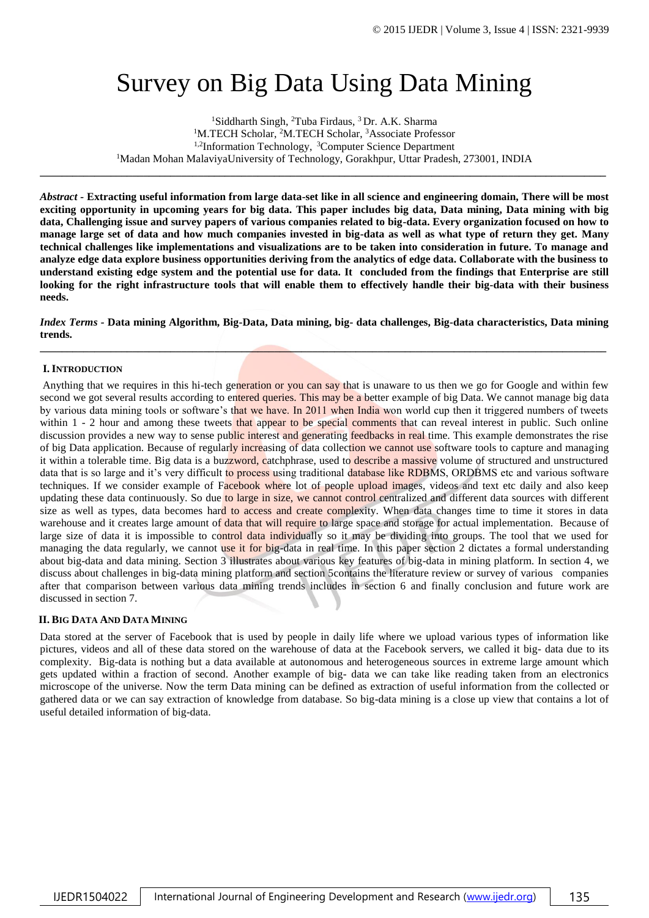# Survey on Big Data Using Data Mining

[1]Siddharth Singh, [2]Tuba Firdaus, [3] Dr. A.K. Sharma
[1]M.TECH Scholar, [2]M.TECH Scholar, [3]Associate Professor
[1,2]Information Technology, [3]Computer Science Department
[1]Madan Mohan MalaviyaUniversity of Technology, Gorakhpur, Uttar Pradesh, 273001, INDIA

---

***Abstract* - Extracting useful information from large data-set like in all science and engineering domain, There will be most exciting opportunity in upcoming years for big data. This paper includes big data, Data mining, Data mining with big data, Challenging issue and survey papers of various companies related to big-data. Every organization focused on how to manage large set of data and how much companies invested in big-data as well as what type of return they get. Many technical challenges like implementations and visualizations are to be taken into consideration in future. To manage and analyze edge data explore business opportunities deriving from the analytics of edge data. Collaborate with the business to understand existing edge system and the potential use for data. It concluded from the findings that Enterprise are still looking for the right infrastructure tools that will enable them to effectively handle their big-data with their business needs.**

***Index Terms* - Data mining Algorithm, Big-Data, Data mining, big- data challenges, Big-data characteristics, Data mining trends.**

---

## I. Introduction

Anything that we requires in this hi-tech generation or you can say that is unaware to us then we go for Google and within few second we got several results according to entered queries. This may be a better example of big Data. We cannot manage big data by various data mining tools or software's that we have. In 2011 when India won world cup then it triggered numbers of tweets within 1 - 2 hour and among these tweets that appear to be special comments that can reveal interest in public. Such online discussion provides a new way to sense public interest and generating feedbacks in real time. This example demonstrates the rise of big Data application. Because of regularly increasing of data collection we cannot use software tools to capture and managing it within a tolerable time. Big data is a buzzword, catchphrase, used to describe a massive volume of structured and unstructured data that is so large and it's very difficult to process using traditional database like RDBMS, ORDBMS etc and various software techniques. If we consider example of Facebook where lot of people upload images, videos and text etc daily and also keep updating these data continuously. So due to large in size, we cannot control centralized and different data sources with different size as well as types, data becomes hard to access and create complexity. When data changes time to time it stores in data warehouse and it creates large amount of data that will require to large space and storage for actual implementation. Because of large size of data it is impossible to control data individually so it may be dividing into groups. The tool that we used for managing the data regularly, we cannot use it for big-data in real time. In this paper section 2 dictates a formal understanding about big-data and data mining. Section 3 illustrates about various key features of big-data in mining platform. In section 4, we discuss about challenges in big-data mining platform and section 5contains the literature review or survey of various companies after that comparison between various data mining trends includes in section 6 and finally conclusion and future work are discussed in section 7.

## II. Big Data And Data Mining

Data stored at the server of Facebook that is used by people in daily life where we upload various types of information like pictures, videos and all of these data stored on the warehouse of data at the Facebook servers, we called it big- data due to its complexity. Big-data is nothing but a data available at autonomous and heterogeneous sources in extreme large amount which gets updated within a fraction of second. Another example of big- data we can take like reading taken from an electronics microscope of the universe. Now the term Data mining can be defined as extraction of useful information from the collected or gathered data or we can say extraction of knowledge from database. So big-data mining is a close up view that contains a lot of useful detailed information of big-data.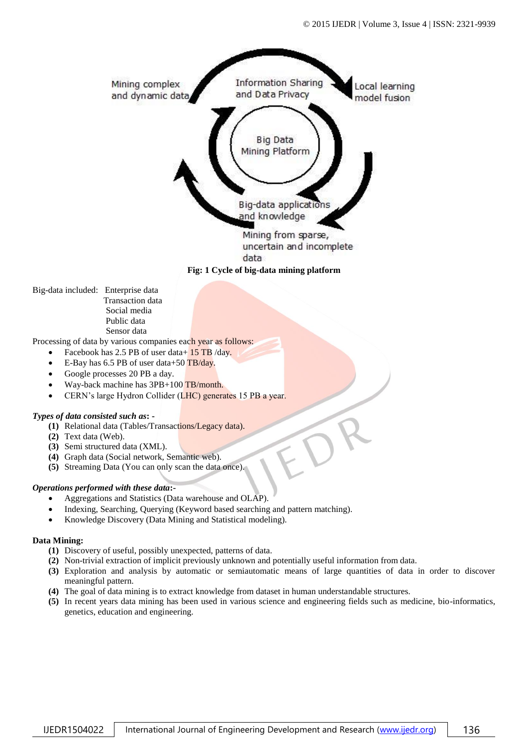Fig: 1 Cycle of big-data mining platform

Big-data included: Enterprise data
Transaction data
Social media
Public data
Sensor data

Processing of data by various companies each year as follows:

- Facebook has 2.5 PB of user data+ 15 TB /day.
- E-Bay has 6.5 PB of user data+50 TB/day.
- Google processes 20 PB a day.
- Way-back machine has 3PB+100 TB/month.
- CERN's large Hydron Collider (LHC) generates 15 PB a year.

***Types of data consisted such as: -***

**(1)** Relational data (Tables/Transactions/Legacy data).
**(2)** Text data (Web).
**(3)** Semi structured data (XML).
**(4)** Graph data (Social network, Semantic web).
**(5)** Streaming Data (You can only scan the data once).

***Operations performed with these data:-***

- Aggregations and Statistics (Data warehouse and OLAP).
- Indexing, Searching, Querying (Keyword based searching and pattern matching).
- Knowledge Discovery (Data Mining and Statistical modeling).

**Data Mining:**

**(1)** Discovery of useful, possibly unexpected, patterns of data.
**(2)** Non-trivial extraction of implicit previously unknown and potentially useful information from data.
**(3)** Exploration and analysis by automatic or semiautomatic means of large quantities of data in order to discover meaningful pattern.
**(4)** The goal of data mining is to extract knowledge from dataset in human understandable structures.
**(5)** In recent years data mining has been used in various science and engineering fields such as medicine, bio-informatics, genetics, education and engineering.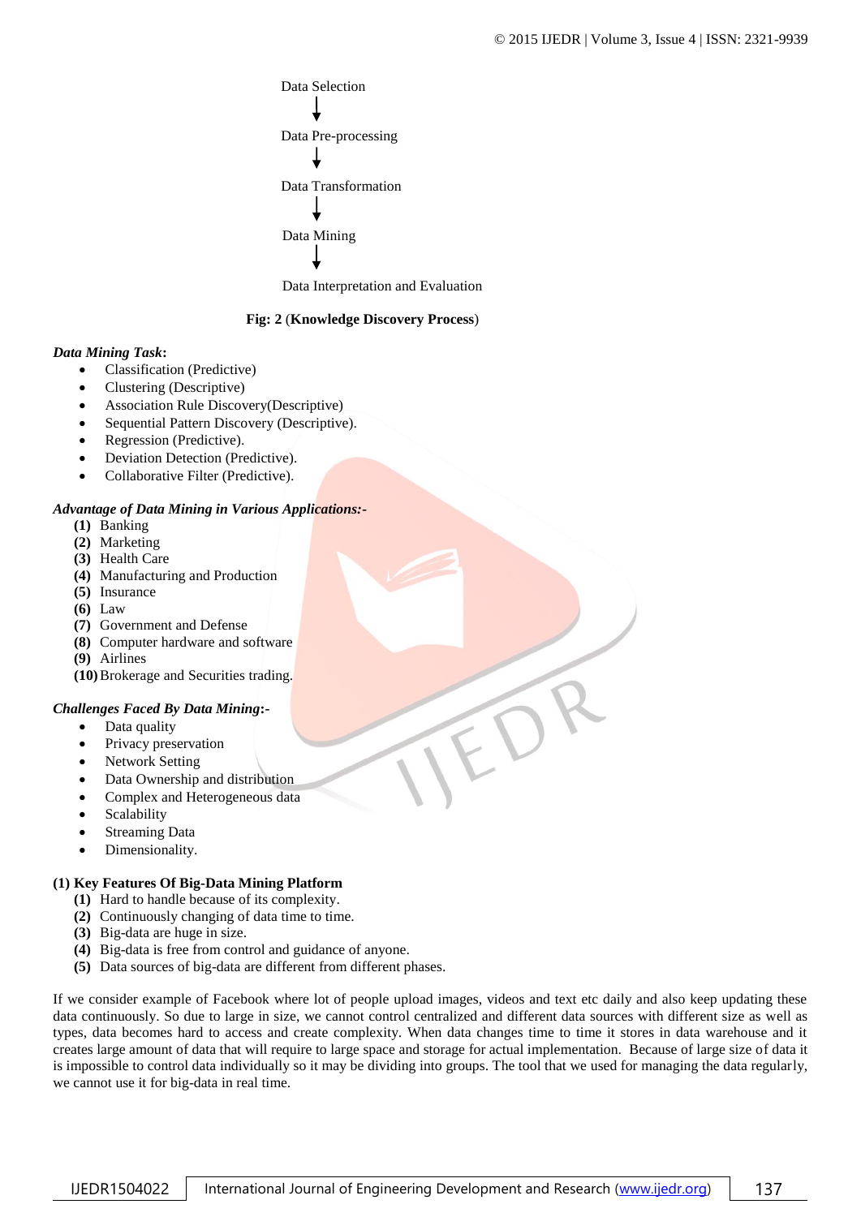Data Selection

↓

Data Pre-processing

↓

Data Transformation

↓

Data Mining

↓

Data Interpretation and Evaluation

**Fig: 2 (Knowledge Discovery Process)**

***Data Mining Task*:**

- Classification (Predictive)
- Clustering (Descriptive)
- Association Rule Discovery(Descriptive)
- Sequential Pattern Discovery (Descriptive).
- Regression (Predictive).
- Deviation Detection (Predictive).
- Collaborative Filter (Predictive).

***Advantage of Data Mining in Various Applications:-***

**(1)** Banking
**(2)** Marketing
**(3)** Health Care
**(4)** Manufacturing and Production
**(5)** Insurance
**(6)** Law
**(7)** Government and Defense
**(8)** Computer hardware and software
**(9)** Airlines
**(10)** Brokerage and Securities trading.

***Challenges Faced By Data Mining*:-**

- Data quality
- Privacy preservation
- Network Setting
- Data Ownership and distribution
- Complex and Heterogeneous data
- Scalability
- Streaming Data
- Dimensionality.

**(1) Key Features Of Big-Data Mining Platform**

**(1)** Hard to handle because of its complexity.
**(2)** Continuously changing of data time to time.
**(3)** Big-data are huge in size.
**(4)** Big-data is free from control and guidance of anyone.
**(5)** Data sources of big-data are different from different phases.

If we consider example of Facebook where lot of people upload images, videos and text etc daily and also keep updating these data continuously. So due to large in size, we cannot control centralized and different data sources with different size as well as types, data becomes hard to access and create complexity. When data changes time to time it stores in data warehouse and it creates large amount of data that will require to large space and storage for actual implementation. Because of large size of data it is impossible to control data individually so it may be dividing into groups. The tool that we used for managing the data regularly, we cannot use it for big-data in real time.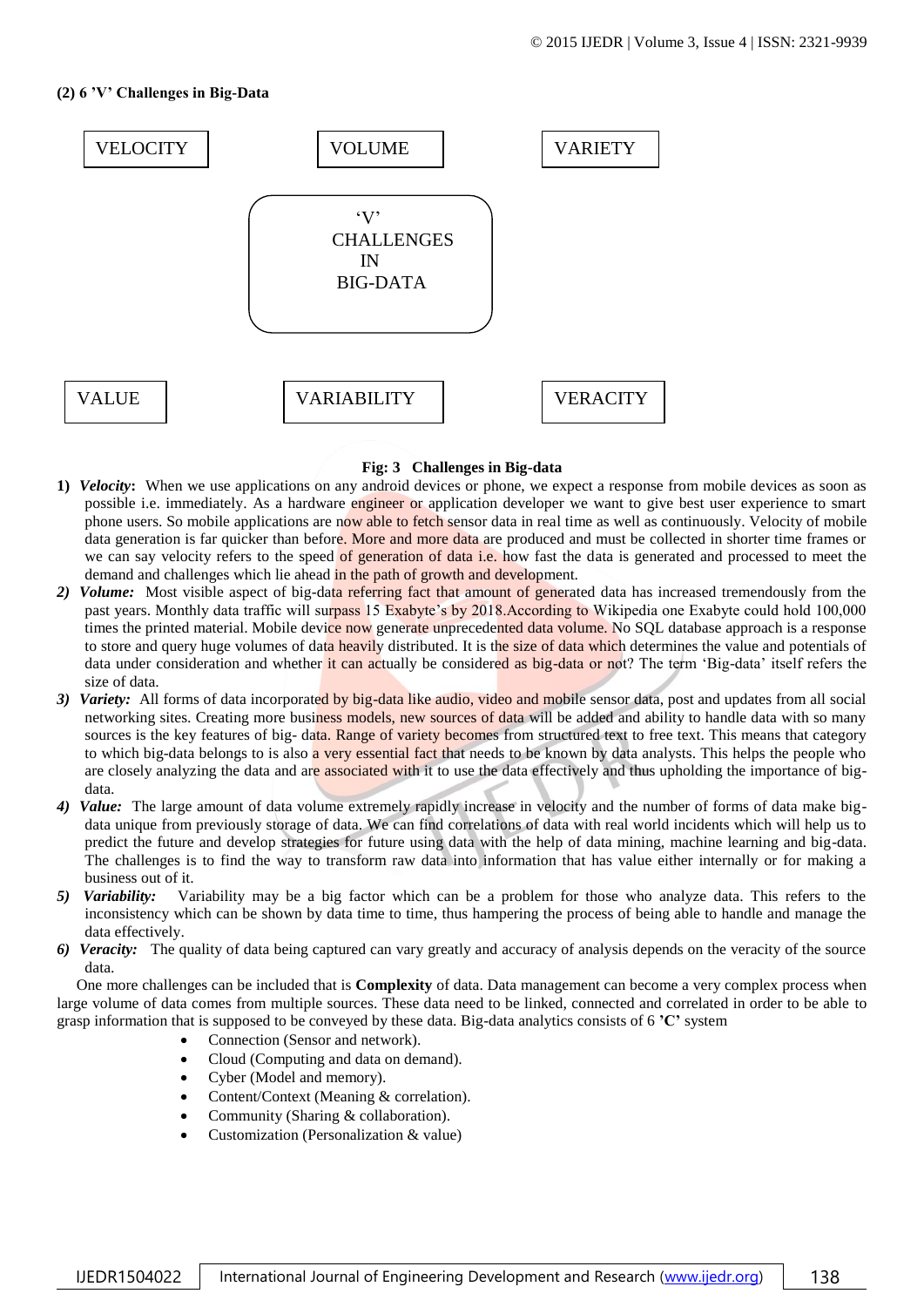**(2) 6 ’V’ Challenges in Big-Data**

VELOCITY — VOLUME — VARIETY

‘V’ CHALLENGES IN BIG-DATA

VALUE — VARIABILITY — VERACITY

**Fig: 3 Challenges in Big-data**

1) ***Velocity*:** When we use applications on any android devices or phone, we expect a response from mobile devices as soon as possible i.e. immediately. As a hardware engineer or application developer we want to give best user experience to smart phone users. So mobile applications are now able to fetch sensor data in real time as well as continuously. Velocity of mobile data generation is far quicker than before. More and more data are produced and must be collected in shorter time frames or we can say velocity refers to the speed of generation of data i.e. how fast the data is generated and processed to meet the demand and challenges which lie ahead in the path of growth and development.
2) ***Volume:*** Most visible aspect of big-data referring fact that amount of generated data has increased tremendously from the past years. Monthly data traffic will surpass 15 Exabyte’s by 2018.According to Wikipedia one Exabyte could hold 100,000 times the printed material. Mobile device now generate unprecedented data volume. No SQL database approach is a response to store and query huge volumes of data heavily distributed. It is the size of data which determines the value and potentials of data under consideration and whether it can actually be considered as big-data or not? The term ‘Big-data’ itself refers the size of data.
3) ***Variety:*** All forms of data incorporated by big-data like audio, video and mobile sensor data, post and updates from all social networking sites. Creating more business models, new sources of data will be added and ability to handle data with so many sources is the key features of big- data. Range of variety becomes from structured text to free text. This means that category to which big-data belongs to is also a very essential fact that needs to be known by data analysts. This helps the people who are closely analyzing the data and are associated with it to use the data effectively and thus upholding the importance of big-data.
4) ***Value:*** The large amount of data volume extremely rapidly increase in velocity and the number of forms of data make big-data unique from previously storage of data. We can find correlations of data with real world incidents which will help us to predict the future and develop strategies for future using data with the help of data mining, machine learning and big-data. The challenges is to find the way to transform raw data into information that has value either internally or for making a business out of it.
5) ***Variability:*** Variability may be a big factor which can be a problem for those who analyze data. This refers to the inconsistency which can be shown by data time to time, thus hampering the process of being able to handle and manage the data effectively.
6) ***Veracity:*** The quality of data being captured can vary greatly and accuracy of analysis depends on the veracity of the source data.

One more challenges can be included that is **Complexity** of data. Data management can become a very complex process when large volume of data comes from multiple sources. These data need to be linked, connected and correlated in order to be able to grasp information that is supposed to be conveyed by these data. Big-data analytics consists of 6 **’C’** system

- Connection (Sensor and network).
- Cloud (Computing and data on demand).
- Cyber (Model and memory).
- Content/Context (Meaning & correlation).
- Community (Sharing & collaboration).
- Customization (Personalization & value)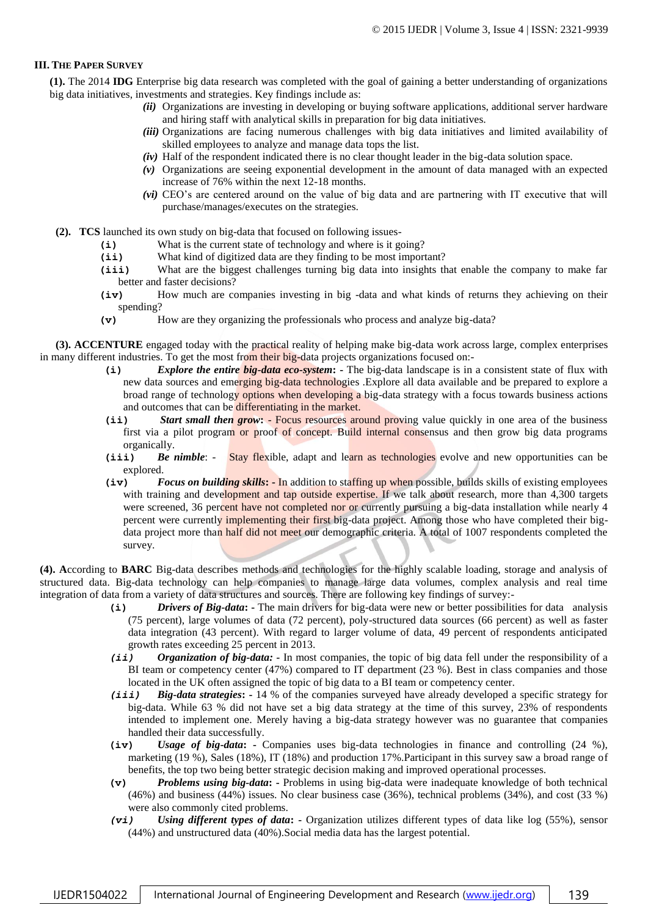### III. THE PAPER SURVEY

**(1).** The 2014 **IDG** Enterprise big data research was completed with the goal of gaining a better understanding of organizations big data initiatives, investments and strategies. Key findings include as:

- *(ii)* Organizations are investing in developing or buying software applications, additional server hardware and hiring staff with analytical skills in preparation for big data initiatives.
- *(iii)* Organizations are facing numerous challenges with big data initiatives and limited availability of skilled employees to analyze and manage data tops the list.
- *(iv)* Half of the respondent indicated there is no clear thought leader in the big-data solution space.
- *(v)* Organizations are seeing exponential development in the amount of data managed with an expected increase of 76% within the next 12-18 months.
- *(vi)* CEO's are centered around on the value of big data and are partnering with IT executive that will purchase/manages/executes on the strategies.

**(2). TCS** launched its own study on big-data that focused on following issues-

- **(i)** What is the current state of technology and where is it going?
- **(ii)** What kind of digitized data are they finding to be most important?
- **(iii)** What are the biggest challenges turning big data into insights that enable the company to make far better and faster decisions?
- **(iv)** How much are companies investing in big -data and what kinds of returns they achieving on their spending?
- **(v)** How are they organizing the professionals who process and analyze big-data?

**(3). ACCENTURE** engaged today with the practical reality of helping make big-data work across large, complex enterprises in many different industries. To get the most from their big-data projects organizations focused on:-

- **(i)** ***Explore the entire big-data eco-system*: -** The big-data landscape is in a consistent state of flux with new data sources and emerging big-data technologies .Explore all data available and be prepared to explore a broad range of technology options when developing a big-data strategy with a focus towards business actions and outcomes that can be differentiating in the market.
- **(ii)** ***Start small then grow*: -** Focus resources around proving value quickly in one area of the business first via a pilot program or proof of concept. Build internal consensus and then grow big data programs organically.
- **(iii)** ***Be nimble***: - Stay flexible, adapt and learn as technologies evolve and new opportunities can be explored.
- **(iv)** ***Focus on building skills*: -** In addition to staffing up when possible, builds skills of existing employees with training and development and tap outside expertise. If we talk about research, more than 4,300 targets were screened, 36 percent have not completed nor or currently pursuing a big-data installation while nearly 4 percent were currently implementing their first big-data project. Among those who have completed their big-data project more than half did not meet our demographic criteria. A total of 1007 respondents completed the survey.

**(4). A**ccording to **BARC** Big-data describes methods and technologies for the highly scalable loading, storage and analysis of structured data. Big-data technology can help companies to manage large data volumes, complex analysis and real time integration of data from a variety of data structures and sources. There are following key findings of survey:-

- **(i)** ***Drivers of Big-data*: -** The main drivers for big-data were new or better possibilities for data analysis (75 percent), large volumes of data (72 percent), poly-structured data sources (66 percent) as well as faster data integration (43 percent). With regard to larger volume of data, 49 percent of respondents anticipated growth rates exceeding 25 percent in 2013.
- ***(ii)*** ***Organization of big-data: -*** In most companies, the topic of big data fell under the responsibility of a BI team or competency center (47%) compared to IT department (23 %). Best in class companies and those located in the UK often assigned the topic of big data to a BI team or competency center.
- ***(iii)*** ***Big-data strategies*: -** 14 % of the companies surveyed have already developed a specific strategy for big-data. While 63 % did not have set a big data strategy at the time of this survey, 23% of respondents intended to implement one. Merely having a big-data strategy however was no guarantee that companies handled their data successfully.
- **(iv)** ***Usage of big-data*: -** Companies uses big-data technologies in finance and controlling (24 %), marketing (19 %), Sales (18%), IT (18%) and production 17%.Participant in this survey saw a broad range of benefits, the top two being better strategic decision making and improved operational processes.
- **(v)** ***Problems using big-data*: -** Problems in using big-data were inadequate knowledge of both technical (46%) and business (44%) issues. No clear business case (36%), technical problems (34%), and cost (33 %) were also commonly cited problems.
- ***(vi)*** ***Using different types of data*: -** Organization utilizes different types of data like log (55%), sensor (44%) and unstructured data (40%).Social media data has the largest potential.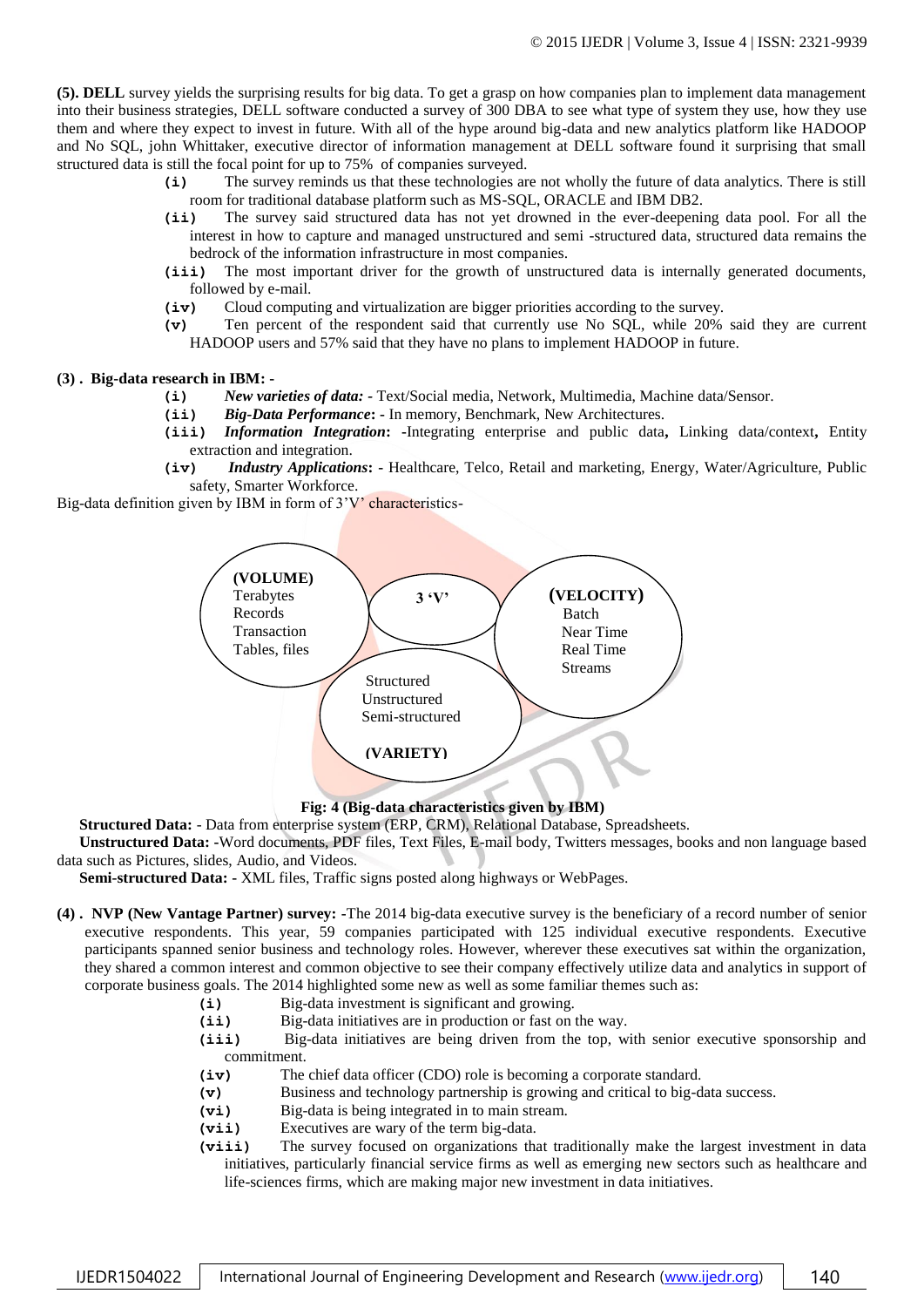**(5). DELL** survey yields the surprising results for big data. To get a grasp on how companies plan to implement data management into their business strategies, DELL software conducted a survey of 300 DBA to see what type of system they use, how they use them and where they expect to invest in future. With all of the hype around big-data and new analytics platform like HADOOP and No SQL, john Whittaker, executive director of information management at DELL software found it surprising that small structured data is still the focal point for up to 75% of companies surveyed.

- (i) The survey reminds us that these technologies are not wholly the future of data analytics. There is still room for traditional database platform such as MS-SQL, ORACLE and IBM DB2.
- (ii) The survey said structured data has not yet drowned in the ever-deepening data pool. For all the interest in how to capture and managed unstructured and semi -structured data, structured data remains the bedrock of the information infrastructure in most companies.
- (iii) The most important driver for the growth of unstructured data is internally generated documents, followed by e-mail.
- (iv) Cloud computing and virtualization are bigger priorities according to the survey.
- (v) Ten percent of the respondent said that currently use No SQL, while 20% said they are current HADOOP users and 57% said that they have no plans to implement HADOOP in future.

**(3) . Big-data research in IBM: -**

- (i) ***New varieties of data: -*** Text/Social media, Network, Multimedia, Machine data/Sensor.
- (ii) ***Big-Data Performance*: -** In memory, Benchmark, New Architectures.
- (iii) ***Information Integration*:** -Integrating enterprise and public data**,** Linking data/context**,** Entity extraction and integration.
- (iv) ***Industry Applications*:** - Healthcare, Telco, Retail and marketing, Energy, Water/Agriculture, Public safety, Smarter Workforce.

Big-data definition given by IBM in form of 3'V' characteristics-

**3 'V'**

**(VOLUME)** Terabytes, Records, Transaction, Tables, files

**(VELOCITY)** Batch, Near Time, Real Time, Streams

**(VARIETY)** Structured, Unstructured, Semi-structured

**Fig: 4 (Big-data characteristics given by IBM)**

**Structured Data:** - Data from enterprise system (ERP, CRM), Relational Database, Spreadsheets.

**Unstructured Data:** -Word documents, PDF files, Text Files, E-mail body, Twitters messages, books and non language based data such as Pictures, slides, Audio, and Videos.

**Semi-structured Data:** - XML files, Traffic signs posted along highways or WebPages.

**(4) . NVP (New Vantage Partner) survey:** -The 2014 big-data executive survey is the beneficiary of a record number of senior executive respondents. This year, 59 companies participated with 125 individual executive respondents. Executive participants spanned senior business and technology roles. However, wherever these executives sat within the organization, they shared a common interest and common objective to see their company effectively utilize data and analytics in support of corporate business goals. The 2014 highlighted some new as well as some familiar themes such as:

- (i) Big-data investment is significant and growing.
- (ii) Big-data initiatives are in production or fast on the way.
- (iii) Big-data initiatives are being driven from the top, with senior executive sponsorship and commitment.
- (iv) The chief data officer (CDO) role is becoming a corporate standard.
- (v) Business and technology partnership is growing and critical to big-data success.
- (vi) Big-data is being integrated in to main stream.
- (vii) Executives are wary of the term big-data.
- (viii) The survey focused on organizations that traditionally make the largest investment in data initiatives, particularly financial service firms as well as emerging new sectors such as healthcare and life-sciences firms, which are making major new investment in data initiatives.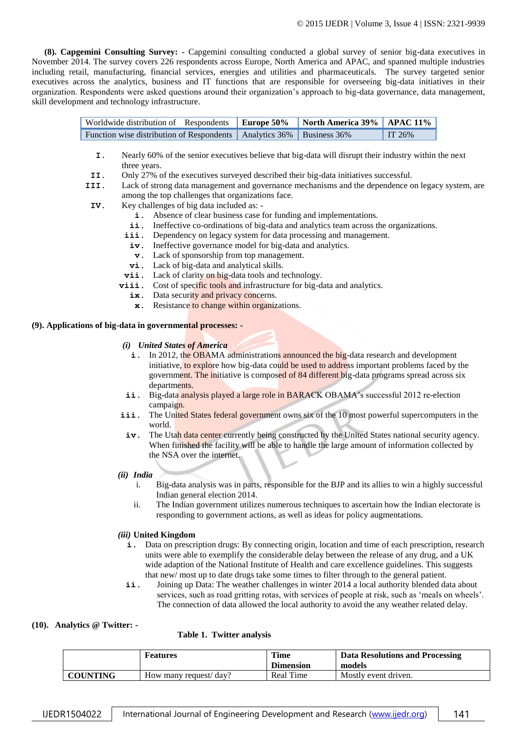**(8). Capgemini Consulting Survey: -** Capgemini consulting conducted a global survey of senior big-data executives in November 2014. The survey covers 226 respondents across Europe, North America and APAC, and spanned multiple industries including retail, manufacturing, financial services, energies and utilities and pharmaceuticals. The survey targeted senior executives across the analytics, business and IT functions that are responsible for overseeing big-data initiatives in their organization. Respondents were asked questions around their organization's approach to big-data governance, data management, skill development and technology infrastructure.

| Worldwide distribution of Respondents | **Europe 50%** | **North America 39%** | **APAC 11%** |
|---|---|---|---|
| Function wise distribution of Respondents | Analytics 36% | Business 36% | IT 26% |

I. Nearly 60% of the senior executives believe that big-data will disrupt their industry within the next three years.
II. Only 27% of the executives surveyed described their big-data initiatives successful.
III. Lack of strong data management and governance mechanisms and the dependence on legacy system, are among the top challenges that organizations face.
IV. Key challenges of big data included as: -
   i. Absence of clear business case for funding and implementations.
   ii. Ineffective co-ordinations of big-data and analytics team across the organizations.
   iii. Dependency on legacy system for data processing and management.
   iv. Ineffective governance model for big-data and analytics.
   v. Lack of sponsorship from top management.
   vi. Lack of big-data and analytical skills.
   vii. Lack of clarity on big-data tools and technology.
   viii. Cost of specific tools and infrastructure for big-data and analytics.
   ix. Data security and privacy concerns.
   x. Resistance to change within organizations.

**(9). Applications of big-data in governmental processes: -**

***(i) United States of America***

i. In 2012, the OBAMA administrations announced the big-data research and development initiative, to explore how big-data could be used to address important problems faced by the government. The initiative is composed of 84 different big-data programs spread across six departments.
ii. Big-data analysis played a large role in BARACK OBAMA's successful 2012 re-election campaign.
iii. The United States federal government owns six of the 10 most powerful supercomputers in the world.
iv. The Utah data center currently being constructed by the United States national security agency. When finished the facility will be able to handle the large amount of information collected by the NSA over the internet.

***(ii) India***

i. Big-data analysis was in parts, responsible for the BJP and its allies to win a highly successful Indian general election 2014.
ii. The Indian government utilizes numerous techniques to ascertain how the Indian electorate is responding to government actions, as well as ideas for policy augmentations.

***(iii)* United Kingdom**

i. Data on prescription drugs: By connecting origin, location and time of each prescription, research units were able to exemplify the considerable delay between the release of any drug, and a UK wide adaption of the National Institute of Health and care excellence guidelines. This suggests that new/ most up to date drugs take some times to filter through to the general patient.
ii. Joining up Data: The weather challenges in winter 2014 a local authority blended data about services, such as road gritting rotas, with services of people at risk, such as 'meals on wheels'. The connection of data allowed the local authority to avoid the any weather related delay.

**(10). Analytics @ Twitter: -**

**Table 1. Twitter analysis**

| | **Features** | **Time Dimension** | **Data Resolutions and Processing models** |
|---|---|---|---|
| **COUNTING** | How many request/ day? | Real Time | Mostly event driven. |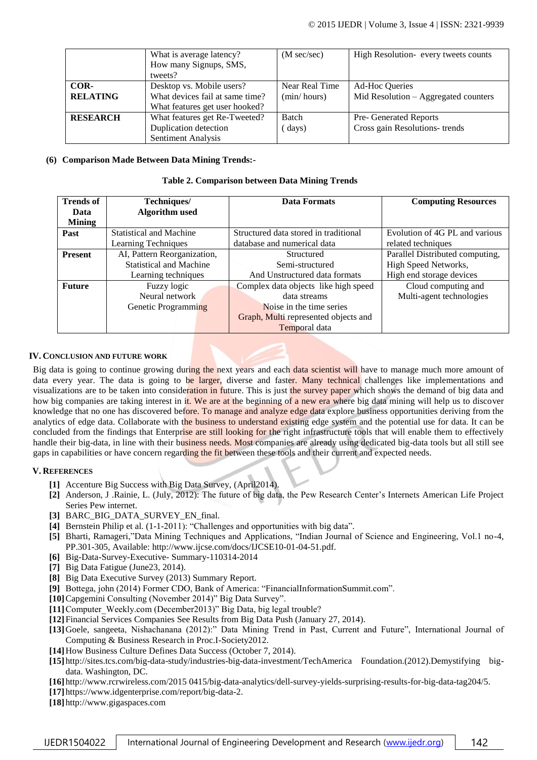|  | What is average latency?<br>How many Signups, SMS, tweets? | (M sec/sec) | High Resolution- every tweets counts |
|---|---|---|---|
| **COR-RELATING** | Desktop vs. Mobile users?<br>What devices fail at same time?<br>What features get user hooked? | Near Real Time (min/ hours) | Ad-Hoc Queries<br>Mid Resolution – Aggregated counters |
| **RESEARCH** | What features get Re-Tweeted?<br>Duplication detection<br>Sentiment Analysis | Batch ( days) | Pre- Generated Reports<br>Cross gain Resolutions- trends |

**(6) Comparison Made Between Data Mining Trends:-**

**Table 2. Comparison between Data Mining Trends**

| Trends of Data Mining | Techniques/ Algorithm used | Data Formats | Computing Resources |
|---|---|---|---|
| **Past** | Statistical and Machine Learning Techniques | Structured data stored in traditional database and numerical data | Evolution of 4G PL and various related techniques |
| **Present** | AI, Pattern Reorganization, Statistical and Machine Learning techniques | Structured<br>Semi-structured<br>And Unstructured data formats | Parallel Distributed computing, High Speed Networks, High end storage devices |
| **Future** | Fuzzy logic<br>Neural network<br>Genetic Programming | Complex data objects like high speed data streams<br>Noise in the time series<br>Graph, Multi represented objects and Temporal data | Cloud computing and Multi-agent technologies |

## IV. Conclusion and Future Work

Big data is going to continue growing during the next years and each data scientist will have to manage much more amount of data every year. The data is going to be larger, diverse and faster. Many technical challenges like implementations and visualizations are to be taken into consideration in future. This is just the survey paper which shows the demand of big data and how big companies are taking interest in it. We are at the beginning of a new era where big data mining will help us to discover knowledge that no one has discovered before. To manage and analyze edge data explore business opportunities deriving from the analytics of edge data. Collaborate with the business to understand existing edge system and the potential use for data. It can be concluded from the findings that Enterprise are still looking for the right infrastructure tools that will enable them to effectively handle their big-data, in line with their business needs. Most companies are already using dedicated big-data tools but all still see gaps in capabilities or have concern regarding the fit between these tools and their current and expected needs.

## V. References

- **[1]** Accenture Big Success with Big Data Survey, (April2014).
- **[2]** Anderson, J .Rainie, L. (July, 2012): The future of big data, the Pew Research Center's Internets American Life Project Series Pew internet.
- **[3]** BARC_BIG_DATA_SURVEY_EN_final.
- **[4]** Bernstein Philip et al. (1-1-2011): "Challenges and opportunities with big data".
- **[5]** Bharti, Ramageri,"Data Mining Techniques and Applications, "Indian Journal of Science and Engineering, Vol.1 no-4, PP.301-305, Available: http://www.ijcse.com/docs/IJCSE10-01-04-51.pdf.
- **[6]** Big-Data-Survey-Executive- Summary-110314-2014
- **[7]** Big Data Fatigue (June23, 2014).
- **[8]** Big Data Executive Survey (2013) Summary Report.
- **[9]** Bottega, john (2014) Former CDO, Bank of America: "FinancialInformationSummit.com".
- **[10]** Capgemini Consulting (November 2014)" Big Data Survey".
- **[11]** Computer_Weekly.com (December2013)" Big Data, big legal trouble?
- **[12]** Financial Services Companies See Results from Big Data Push (January 27, 2014).
- **[13]** Goele, sangeeta, Nishachanana (2012):" Data Mining Trend in Past, Current and Future", International Journal of Computing & Business Research in Proc.I-Society2012.
- **[14]** How Business Culture Defines Data Success (October 7, 2014).
- **[15]** http://sites.tcs.com/big-data-study/industries-big-data-investment/TechAmerica Foundation.(2012).Demystifying big-data. Washington, DC.
- **[16]** http://www.rcrwireless.com/2015 0415/big-data-analytics/dell-survey-yields-surprising-results-for-big-data-tag204/5.
- **[17]** https://www.idgenterprise.com/report/big-data-2.
- **[18]** http://www.gigaspaces.com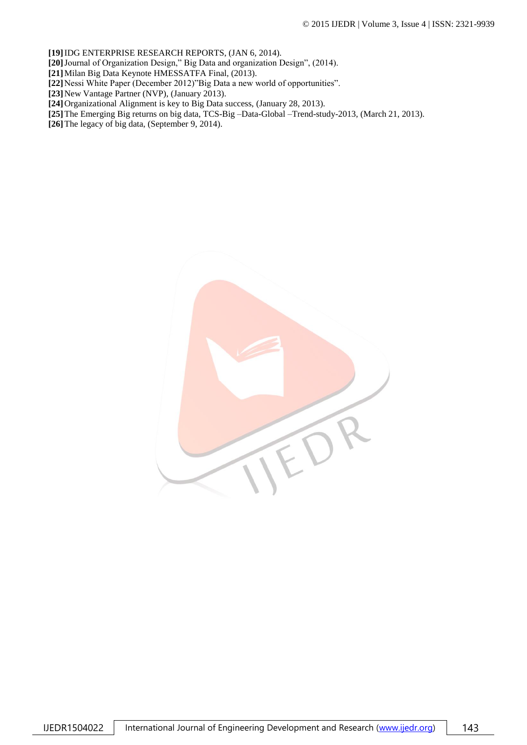**[19]** IDG ENTERPRISE RESEARCH REPORTS, (JAN 6, 2014).
**[20]** Journal of Organization Design," Big Data and organization Design", (2014).
**[21]** Milan Big Data Keynote HMESSATFA Final, (2013).
**[22]** Nessi White Paper (December 2012)"Big Data a new world of opportunities".
**[23]** New Vantage Partner (NVP), (January 2013).
**[24]** Organizational Alignment is key to Big Data success, (January 28, 2013).
**[25]** The Emerging Big returns on big data, TCS-Big –Data-Global –Trend-study-2013, (March 21, 2013).
**[26]** The legacy of big data, (September 9, 2014).